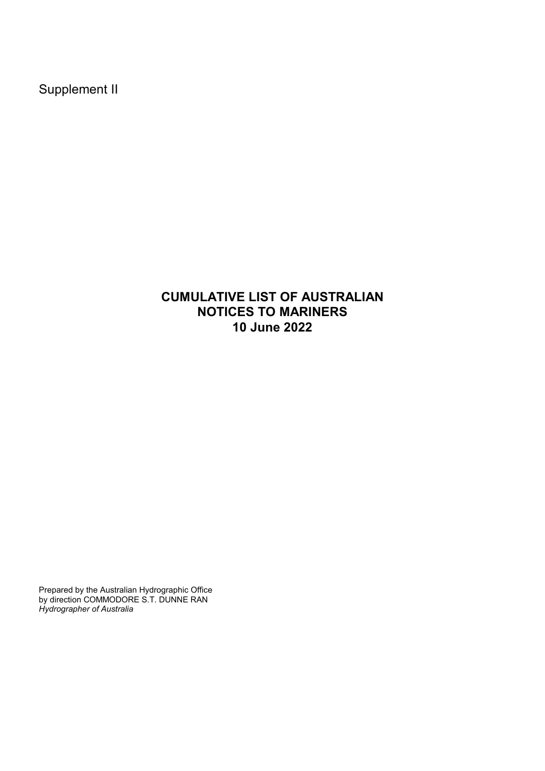Supplement II

# CUMULATIVE LIST OF AUSTRALIAN NOTICES TO MARINERS
# 10 June 2022

Prepared by the Australian Hydrographic Office
by direction COMMODORE S.T. DUNNE RAN
*Hydrographer of Australia*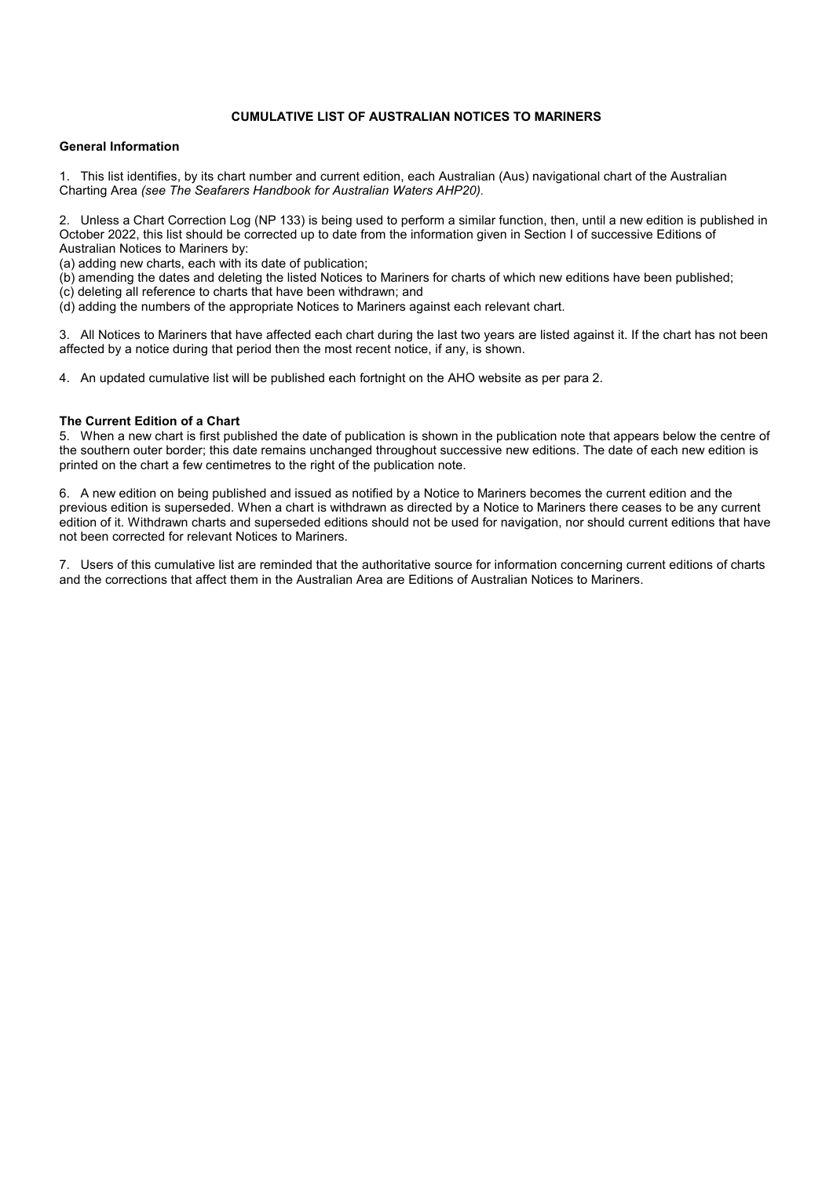# CUMULATIVE LIST OF AUSTRALIAN NOTICES TO MARINERS

## General Information

1. This list identifies, by its chart number and current edition, each Australian (Aus) navigational chart of the Australian Charting Area *(see The Seafarers Handbook for Australian Waters AHP20).*

2. Unless a Chart Correction Log (NP 133) is being used to perform a similar function, then, until a new edition is published in October 2022, this list should be corrected up to date from the information given in Section I of successive Editions of Australian Notices to Mariners by:

(a) adding new charts, each with its date of publication;
(b) amending the dates and deleting the listed Notices to Mariners for charts of which new editions have been published;
(c) deleting all reference to charts that have been withdrawn; and
(d) adding the numbers of the appropriate Notices to Mariners against each relevant chart.

3. All Notices to Mariners that have affected each chart during the last two years are listed against it. If the chart has not been affected by a notice during that period then the most recent notice, if any, is shown.

4. An updated cumulative list will be published each fortnight on the AHO website as per para 2.

## The Current Edition of a Chart

5. When a new chart is first published the date of publication is shown in the publication note that appears below the centre of the southern outer border; this date remains unchanged throughout successive new editions. The date of each new edition is printed on the chart a few centimetres to the right of the publication note.

6. A new edition on being published and issued as notified by a Notice to Mariners becomes the current edition and the previous edition is superseded. When a chart is withdrawn as directed by a Notice to Mariners there ceases to be any current edition of it. Withdrawn charts and superseded editions should not be used for navigation, nor should current editions that have not been corrected for relevant Notices to Mariners.

7. Users of this cumulative list are reminded that the authoritative source for information concerning current editions of charts and the corrections that affect them in the Australian Area are Editions of Australian Notices to Mariners.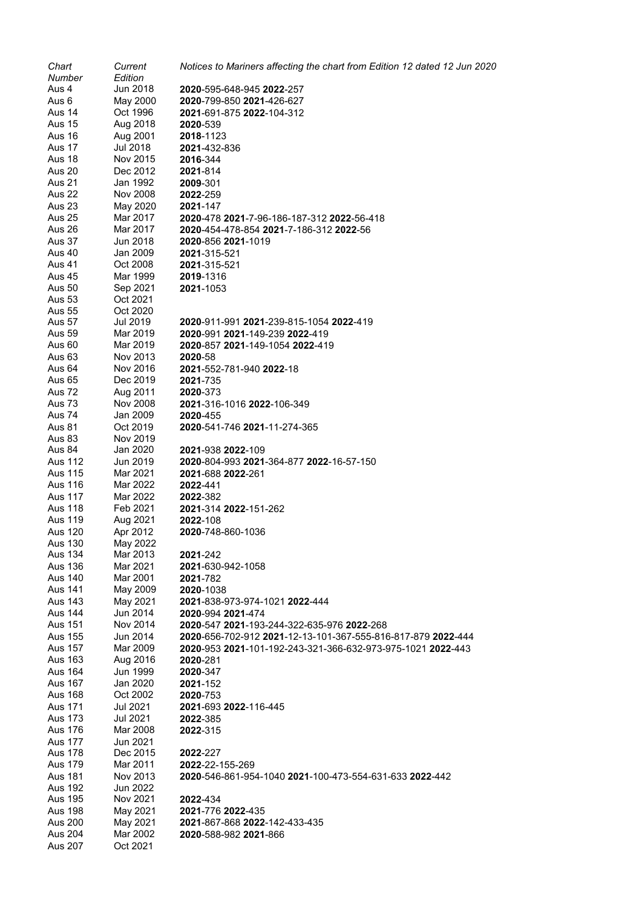| *Chart Number* | *Current Edition* | *Notices to Mariners affecting the chart from Edition 12 dated 12 Jun 2020* |
|---|---|---|
| Aus 4 | Jun 2018 | **2020**-595-648-945 **2022**-257 |
| Aus 6 | May 2000 | **2020**-799-850 **2021**-426-627 |
| Aus 14 | Oct 1996 | **2021**-691-875 **2022**-104-312 |
| Aus 15 | Aug 2018 | **2020**-539 |
| Aus 16 | Aug 2001 | **2018**-1123 |
| Aus 17 | Jul 2018 | **2021**-432-836 |
| Aus 18 | Nov 2015 | **2016**-344 |
| Aus 20 | Dec 2012 | **2021**-814 |
| Aus 21 | Jan 1992 | **2009**-301 |
| Aus 22 | Nov 2008 | **2022**-259 |
| Aus 23 | May 2020 | **2021**-147 |
| Aus 25 | Mar 2017 | **2020**-478 **2021**-7-96-186-187-312 **2022**-56-418 |
| Aus 26 | Mar 2017 | **2020**-454-478-854 **2021**-7-186-312 **2022**-56 |
| Aus 37 | Jun 2018 | **2020**-856 **2021**-1019 |
| Aus 40 | Jan 2009 | **2021**-315-521 |
| Aus 41 | Oct 2008 | **2021**-315-521 |
| Aus 45 | Mar 1999 | **2019**-1316 |
| Aus 50 | Sep 2021 | **2021**-1053 |
| Aus 53 | Oct 2021 | |
| Aus 55 | Oct 2020 | |
| Aus 57 | Jul 2019 | **2020**-911-991 **2021**-239-815-1054 **2022**-419 |
| Aus 59 | Mar 2019 | **2020**-991 **2021**-149-239 **2022**-419 |
| Aus 60 | Mar 2019 | **2020**-857 **2021**-149-1054 **2022**-419 |
| Aus 63 | Nov 2013 | **2020**-58 |
| Aus 64 | Nov 2016 | **2021**-552-781-940 **2022**-18 |
| Aus 65 | Dec 2019 | **2021**-735 |
| Aus 72 | Aug 2011 | **2020**-373 |
| Aus 73 | Nov 2008 | **2021**-316-1016 **2022**-106-349 |
| Aus 74 | Jan 2009 | **2020**-455 |
| Aus 81 | Oct 2019 | **2020**-541-746 **2021**-11-274-365 |
| Aus 83 | Nov 2019 | |
| Aus 84 | Jan 2020 | **2021**-938 **2022**-109 |
| Aus 112 | Jun 2019 | **2020**-804-993 **2021**-364-877 **2022**-16-57-150 |
| Aus 115 | Mar 2021 | **2021**-688 **2022**-261 |
| Aus 116 | Mar 2022 | **2022**-441 |
| Aus 117 | Mar 2022 | **2022**-382 |
| Aus 118 | Feb 2021 | **2021**-314 **2022**-151-262 |
| Aus 119 | Aug 2021 | **2022**-108 |
| Aus 120 | Apr 2012 | **2020**-748-860-1036 |
| Aus 130 | May 2022 | |
| Aus 134 | Mar 2013 | **2021**-242 |
| Aus 136 | Mar 2021 | **2021**-630-942-1058 |
| Aus 140 | Mar 2001 | **2021**-782 |
| Aus 141 | May 2009 | **2020**-1038 |
| Aus 143 | May 2021 | **2021**-838-973-974-1021 **2022**-444 |
| Aus 144 | Jun 2014 | **2020**-994 **2021**-474 |
| Aus 151 | Nov 2014 | **2020**-547 **2021**-193-244-322-635-976 **2022**-268 |
| Aus 155 | Jun 2014 | **2020**-656-702-912 **2021**-12-13-101-367-555-816-817-879 **2022**-444 |
| Aus 157 | Mar 2009 | **2020**-953 **2021**-101-192-243-321-366-632-973-975-1021 **2022**-443 |
| Aus 163 | Aug 2016 | **2020**-281 |
| Aus 164 | Jun 1999 | **2020**-347 |
| Aus 167 | Jan 2020 | **2021**-152 |
| Aus 168 | Oct 2002 | **2020**-753 |
| Aus 171 | Jul 2021 | **2021**-693 **2022**-116-445 |
| Aus 173 | Jul 2021 | **2022**-385 |
| Aus 176 | Mar 2008 | **2022**-315 |
| Aus 177 | Jun 2021 | |
| Aus 178 | Dec 2015 | **2022**-227 |
| Aus 179 | Mar 2011 | **2022**-22-155-269 |
| Aus 181 | Nov 2013 | **2020**-546-861-954-1040 **2021**-100-473-554-631-633 **2022**-442 |
| Aus 192 | Jun 2022 | |
| Aus 195 | Nov 2021 | **2022**-434 |
| Aus 198 | May 2021 | **2021**-776 **2022**-435 |
| Aus 200 | May 2021 | **2021**-867-868 **2022**-142-433-435 |
| Aus 204 | Mar 2002 | **2020**-588-982 **2021**-866 |
| Aus 207 | Oct 2021 | |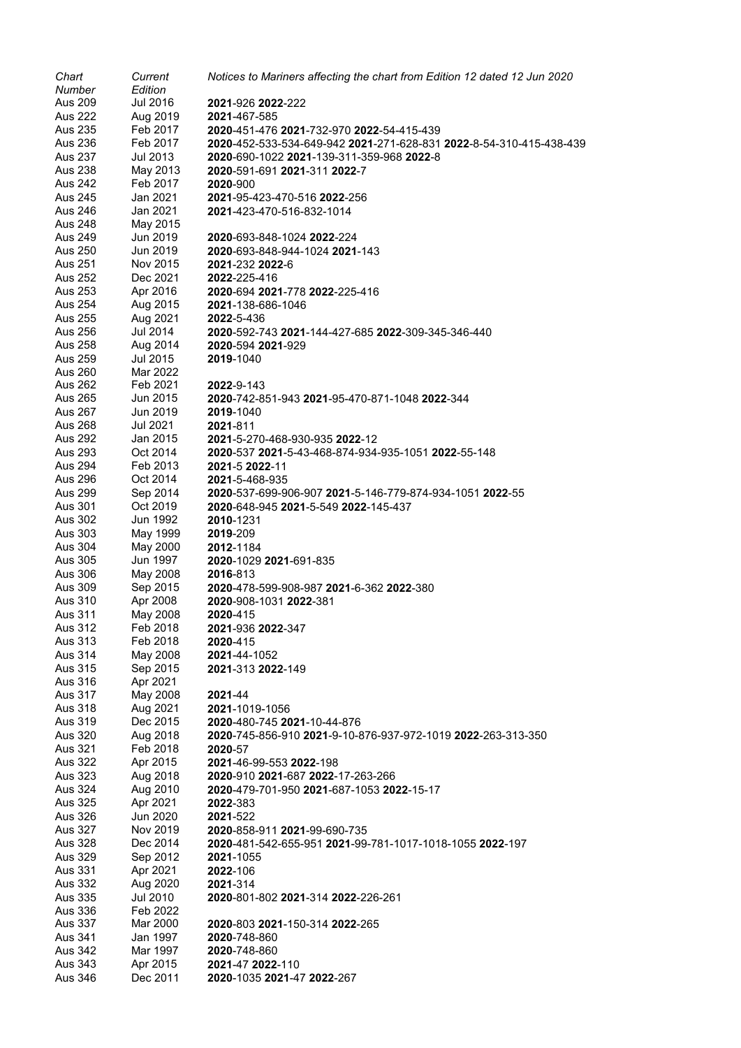| *Chart Number* | *Current Edition* | *Notices to Mariners affecting the chart from Edition 12 dated 12 Jun 2020* |
|---|---|---|
| Aus 209 | Jul 2016 | **2021**-926 **2022**-222 |
| Aus 222 | Aug 2019 | **2021**-467-585 |
| Aus 235 | Feb 2017 | **2020**-451-476 **2021**-732-970 **2022**-54-415-439 |
| Aus 236 | Feb 2017 | **2020**-452-533-534-649-942 **2021**-271-628-831 **2022**-8-54-310-415-438-439 |
| Aus 237 | Jul 2013 | **2020**-690-1022 **2021**-139-311-359-968 **2022**-8 |
| Aus 238 | May 2013 | **2020**-591-691 **2021**-311 **2022**-7 |
| Aus 242 | Feb 2017 | **2020**-900 |
| Aus 245 | Jan 2021 | **2021**-95-423-470-516 **2022**-256 |
| Aus 246 | Jan 2021 | **2021**-423-470-516-832-1014 |
| Aus 248 | May 2015 | |
| Aus 249 | Jun 2019 | **2020**-693-848-1024 **2022**-224 |
| Aus 250 | Jun 2019 | **2020**-693-848-944-1024 **2021**-143 |
| Aus 251 | Nov 2015 | **2021**-232 **2022**-6 |
| Aus 252 | Dec 2021 | **2022**-225-416 |
| Aus 253 | Apr 2016 | **2020**-694 **2021**-778 **2022**-225-416 |
| Aus 254 | Aug 2015 | **2021**-138-686-1046 |
| Aus 255 | Aug 2021 | **2022**-5-436 |
| Aus 256 | Jul 2014 | **2020**-592-743 **2021**-144-427-685 **2022**-309-345-346-440 |
| Aus 258 | Aug 2014 | **2020**-594 **2021**-929 |
| Aus 259 | Jul 2015 | **2019**-1040 |
| Aus 260 | Mar 2022 | |
| Aus 262 | Feb 2021 | **2022**-9-143 |
| Aus 265 | Jun 2015 | **2020**-742-851-943 **2021**-95-470-871-1048 **2022**-344 |
| Aus 267 | Jun 2019 | **2019**-1040 |
| Aus 268 | Jul 2021 | **2021**-811 |
| Aus 292 | Jan 2015 | **2021**-5-270-468-930-935 **2022**-12 |
| Aus 293 | Oct 2014 | **2020**-537 **2021**-5-43-468-874-934-935-1051 **2022**-55-148 |
| Aus 294 | Feb 2013 | **2021**-5 **2022**-11 |
| Aus 296 | Oct 2014 | **2021**-5-468-935 |
| Aus 299 | Sep 2014 | **2020**-537-699-906-907 **2021**-5-146-779-874-934-1051 **2022**-55 |
| Aus 301 | Oct 2019 | **2020**-648-945 **2021**-5-549 **2022**-145-437 |
| Aus 302 | Jun 1992 | **2010**-1231 |
| Aus 303 | May 1999 | **2019**-209 |
| Aus 304 | May 2000 | **2012**-1184 |
| Aus 305 | Jun 1997 | **2020**-1029 **2021**-691-835 |
| Aus 306 | May 2008 | **2016**-813 |
| Aus 309 | Sep 2015 | **2020**-478-599-908-987 **2021**-6-362 **2022**-380 |
| Aus 310 | Apr 2008 | **2020**-908-1031 **2022**-381 |
| Aus 311 | May 2008 | **2020**-415 |
| Aus 312 | Feb 2018 | **2021**-936 **2022**-347 |
| Aus 313 | Feb 2018 | **2020**-415 |
| Aus 314 | May 2008 | **2021**-44-1052 |
| Aus 315 | Sep 2015 | **2021**-313 **2022**-149 |
| Aus 316 | Apr 2021 | |
| Aus 317 | May 2008 | **2021**-44 |
| Aus 318 | Aug 2021 | **2021**-1019-1056 |
| Aus 319 | Dec 2015 | **2020**-480-745 **2021**-10-44-876 |
| Aus 320 | Aug 2018 | **2020**-745-856-910 **2021**-9-10-876-937-972-1019 **2022**-263-313-350 |
| Aus 321 | Feb 2018 | **2020**-57 |
| Aus 322 | Apr 2015 | **2021**-46-99-553 **2022**-198 |
| Aus 323 | Aug 2018 | **2020**-910 **2021**-687 **2022**-17-263-266 |
| Aus 324 | Aug 2010 | **2020**-479-701-950 **2021**-687-1053 **2022**-15-17 |
| Aus 325 | Apr 2021 | **2022**-383 |
| Aus 326 | Jun 2020 | **2021**-522 |
| Aus 327 | Nov 2019 | **2020**-858-911 **2021**-99-690-735 |
| Aus 328 | Dec 2014 | **2020**-481-542-655-951 **2021**-99-781-1017-1018-1055 **2022**-197 |
| Aus 329 | Sep 2012 | **2021**-1055 |
| Aus 331 | Apr 2021 | **2022**-106 |
| Aus 332 | Aug 2020 | **2021**-314 |
| Aus 335 | Jul 2010 | **2020**-801-802 **2021**-314 **2022**-226-261 |
| Aus 336 | Feb 2022 | |
| Aus 337 | Mar 2000 | **2020**-803 **2021**-150-314 **2022**-265 |
| Aus 341 | Jan 1997 | **2020**-748-860 |
| Aus 342 | Mar 1997 | **2020**-748-860 |
| Aus 343 | Apr 2015 | **2021**-47 **2022**-110 |
| Aus 346 | Dec 2011 | **2020**-1035 **2021**-47 **2022**-267 |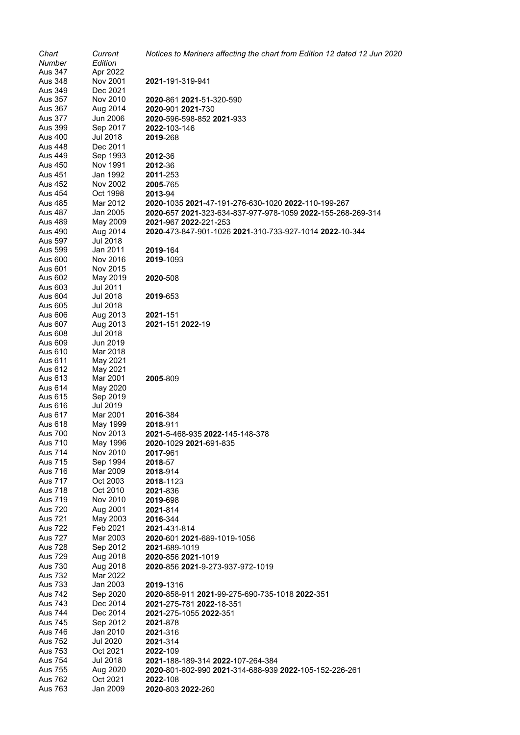| *Chart Number* | *Current Edition* | *Notices to Mariners affecting the chart from Edition 12 dated 12 Jun 2020* |
|---|---|---|
| Aus 347 | Apr 2022 | |
| Aus 348 | Nov 2001 | **2021**-191-319-941 |
| Aus 349 | Dec 2021 | |
| Aus 357 | Nov 2010 | **2020**-861 **2021**-51-320-590 |
| Aus 367 | Aug 2014 | **2020**-901 **2021**-730 |
| Aus 377 | Jun 2006 | **2020**-596-598-852 **2021**-933 |
| Aus 399 | Sep 2017 | **2022**-103-146 |
| Aus 400 | Jul 2018 | **2019**-268 |
| Aus 448 | Dec 2011 | |
| Aus 449 | Sep 1993 | **2012**-36 |
| Aus 450 | Nov 1991 | **2012**-36 |
| Aus 451 | Jan 1992 | **2011**-253 |
| Aus 452 | Nov 2002 | **2005**-765 |
| Aus 454 | Oct 1998 | **2013**-94 |
| Aus 485 | Mar 2012 | **2020**-1035 **2021**-47-191-276-630-1020 **2022**-110-199-267 |
| Aus 487 | Jan 2005 | **2020**-657 **2021**-323-634-837-977-978-1059 **2022**-155-268-269-314 |
| Aus 489 | May 2009 | **2021**-967 **2022**-221-253 |
| Aus 490 | Aug 2014 | **2020**-473-847-901-1026 **2021**-310-733-927-1014 **2022**-10-344 |
| Aus 597 | Jul 2018 | |
| Aus 599 | Jan 2011 | **2019**-164 |
| Aus 600 | Nov 2016 | **2019**-1093 |
| Aus 601 | Nov 2015 | |
| Aus 602 | May 2019 | **2020**-508 |
| Aus 603 | Jul 2011 | |
| Aus 604 | Jul 2018 | **2019**-653 |
| Aus 605 | Jul 2018 | |
| Aus 606 | Aug 2013 | **2021**-151 |
| Aus 607 | Aug 2013 | **2021**-151 **2022**-19 |
| Aus 608 | Jul 2018 | |
| Aus 609 | Jun 2019 | |
| Aus 610 | Mar 2018 | |
| Aus 611 | May 2021 | |
| Aus 612 | May 2021 | |
| Aus 613 | Mar 2001 | **2005**-809 |
| Aus 614 | May 2020 | |
| Aus 615 | Sep 2019 | |
| Aus 616 | Jul 2019 | |
| Aus 617 | Mar 2001 | **2016**-384 |
| Aus 618 | May 1999 | **2018**-911 |
| Aus 700 | Nov 2013 | **2021**-5-468-935 **2022**-145-148-378 |
| Aus 710 | May 1996 | **2020**-1029 **2021**-691-835 |
| Aus 714 | Nov 2010 | **2017**-961 |
| Aus 715 | Sep 1994 | **2018**-57 |
| Aus 716 | Mar 2009 | **2018**-914 |
| Aus 717 | Oct 2003 | **2018**-1123 |
| Aus 718 | Oct 2010 | **2021**-836 |
| Aus 719 | Nov 2010 | **2019**-698 |
| Aus 720 | Aug 2001 | **2021**-814 |
| Aus 721 | May 2003 | **2016**-344 |
| Aus 722 | Feb 2021 | **2021**-431-814 |
| Aus 727 | Mar 2003 | **2020**-601 **2021**-689-1019-1056 |
| Aus 728 | Sep 2012 | **2021**-689-1019 |
| Aus 729 | Aug 2018 | **2020**-856 **2021**-1019 |
| Aus 730 | Aug 2018 | **2020**-856 **2021**-9-273-937-972-1019 |
| Aus 732 | Mar 2022 | |
| Aus 733 | Jan 2003 | **2019**-1316 |
| Aus 742 | Sep 2020 | **2020**-858-911 **2021**-99-275-690-735-1018 **2022**-351 |
| Aus 743 | Dec 2014 | **2021**-275-781 **2022**-18-351 |
| Aus 744 | Dec 2014 | **2021**-275-1055 **2022**-351 |
| Aus 745 | Sep 2012 | **2021**-878 |
| Aus 746 | Jan 2010 | **2021**-316 |
| Aus 752 | Jul 2020 | **2021**-314 |
| Aus 753 | Oct 2021 | **2022**-109 |
| Aus 754 | Jul 2018 | **2021**-188-189-314 **2022**-107-264-384 |
| Aus 755 | Aug 2020 | **2020**-801-802-990 **2021**-314-688-939 **2022**-105-152-226-261 |
| Aus 762 | Oct 2021 | **2022**-108 |
| Aus 763 | Jan 2009 | **2020**-803 **2022**-260 |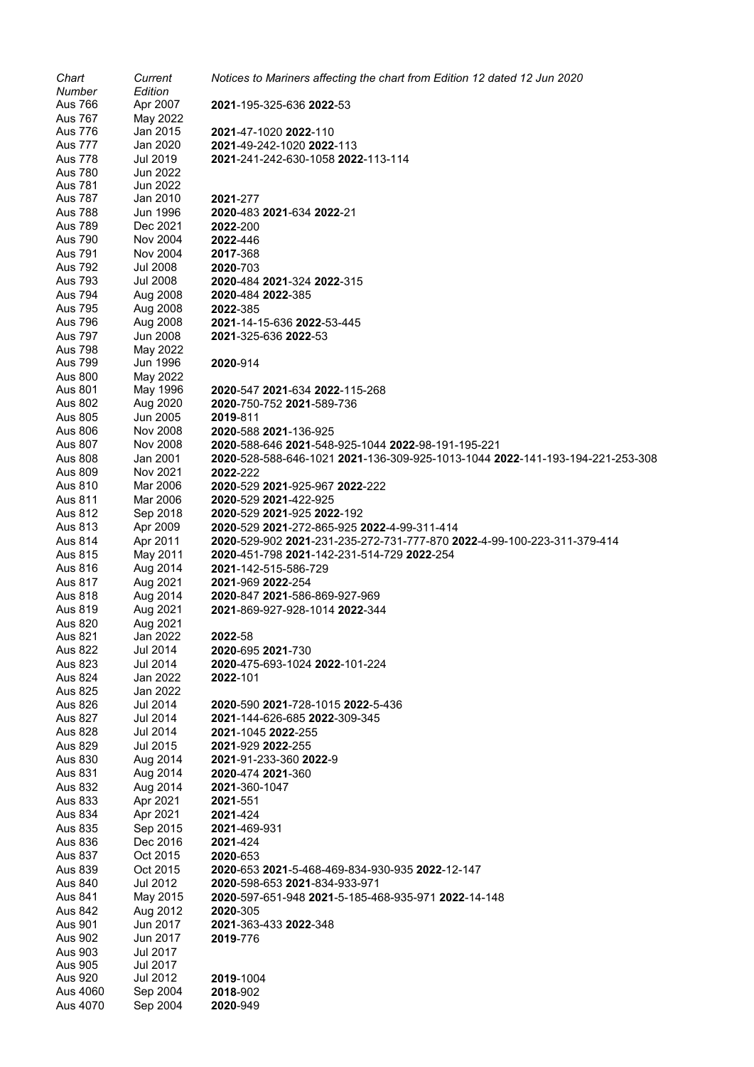| *Chart Number* | *Current Edition* | *Notices to Mariners affecting the chart from Edition 12 dated 12 Jun 2020* |
|---|---|---|
| Aus 766 | Apr 2007 | **2021**-195-325-636 **2022**-53 |
| Aus 767 | May 2022 | |
| Aus 776 | Jan 2015 | **2021**-47-1020 **2022**-110 |
| Aus 777 | Jan 2020 | **2021**-49-242-1020 **2022**-113 |
| Aus 778 | Jul 2019 | **2021**-241-242-630-1058 **2022**-113-114 |
| Aus 780 | Jun 2022 | |
| Aus 781 | Jun 2022 | |
| Aus 787 | Jan 2010 | **2021**-277 |
| Aus 788 | Jun 1996 | **2020**-483 **2021**-634 **2022**-21 |
| Aus 789 | Dec 2021 | **2022**-200 |
| Aus 790 | Nov 2004 | **2022**-446 |
| Aus 791 | Nov 2004 | **2017**-368 |
| Aus 792 | Jul 2008 | **2020**-703 |
| Aus 793 | Jul 2008 | **2020**-484 **2021**-324 **2022**-315 |
| Aus 794 | Aug 2008 | **2020**-484 **2022**-385 |
| Aus 795 | Aug 2008 | **2022**-385 |
| Aus 796 | Aug 2008 | **2021**-14-15-636 **2022**-53-445 |
| Aus 797 | Jun 2008 | **2021**-325-636 **2022**-53 |
| Aus 798 | May 2022 | |
| Aus 799 | Jun 1996 | **2020**-914 |
| Aus 800 | May 2022 | |
| Aus 801 | May 1996 | **2020**-547 **2021**-634 **2022**-115-268 |
| Aus 802 | Aug 2020 | **2020**-750-752 **2021**-589-736 |
| Aus 805 | Jun 2005 | **2019**-811 |
| Aus 806 | Nov 2008 | **2020**-588 **2021**-136-925 |
| Aus 807 | Nov 2008 | **2020**-588-646 **2021**-548-925-1044 **2022**-98-191-195-221 |
| Aus 808 | Jan 2001 | **2020**-528-588-646-1021 **2021**-136-309-925-1013-1044 **2022**-141-193-194-221-253-308 |
| Aus 809 | Nov 2021 | **2022**-222 |
| Aus 810 | Mar 2006 | **2020**-529 **2021**-925-967 **2022**-222 |
| Aus 811 | Mar 2006 | **2020**-529 **2021**-422-925 |
| Aus 812 | Sep 2018 | **2020**-529 **2021**-925 **2022**-192 |
| Aus 813 | Apr 2009 | **2020**-529 **2021**-272-865-925 **2022**-4-99-311-414 |
| Aus 814 | Apr 2011 | **2020**-529-902 **2021**-231-235-272-731-777-870 **2022**-4-99-100-223-311-379-414 |
| Aus 815 | May 2011 | **2020**-451-798 **2021**-142-231-514-729 **2022**-254 |
| Aus 816 | Aug 2014 | **2021**-142-515-586-729 |
| Aus 817 | Aug 2021 | **2021**-969 **2022**-254 |
| Aus 818 | Aug 2014 | **2020**-847 **2021**-586-869-927-969 |
| Aus 819 | Aug 2021 | **2021**-869-927-928-1014 **2022**-344 |
| Aus 820 | Aug 2021 | |
| Aus 821 | Jan 2022 | **2022**-58 |
| Aus 822 | Jul 2014 | **2020**-695 **2021**-730 |
| Aus 823 | Jul 2014 | **2020**-475-693-1024 **2022**-101-224 |
| Aus 824 | Jan 2022 | **2022**-101 |
| Aus 825 | Jan 2022 | |
| Aus 826 | Jul 2014 | **2020**-590 **2021**-728-1015 **2022**-5-436 |
| Aus 827 | Jul 2014 | **2021**-144-626-685 **2022**-309-345 |
| Aus 828 | Jul 2014 | **2021**-1045 **2022**-255 |
| Aus 829 | Jul 2015 | **2021**-929 **2022**-255 |
| Aus 830 | Aug 2014 | **2021**-91-233-360 **2022**-9 |
| Aus 831 | Aug 2014 | **2020**-474 **2021**-360 |
| Aus 832 | Aug 2014 | **2021**-360-1047 |
| Aus 833 | Apr 2021 | **2021**-551 |
| Aus 834 | Apr 2021 | **2021**-424 |
| Aus 835 | Sep 2015 | **2021**-469-931 |
| Aus 836 | Dec 2016 | **2021**-424 |
| Aus 837 | Oct 2015 | **2020**-653 |
| Aus 839 | Oct 2015 | **2020**-653 **2021**-5-468-469-834-930-935 **2022**-12-147 |
| Aus 840 | Jul 2012 | **2020**-598-653 **2021**-834-933-971 |
| Aus 841 | May 2015 | **2020**-597-651-948 **2021**-5-185-468-935-971 **2022**-14-148 |
| Aus 842 | Aug 2012 | **2020**-305 |
| Aus 901 | Jun 2017 | **2021**-363-433 **2022**-348 |
| Aus 902 | Jun 2017 | **2019**-776 |
| Aus 903 | Jul 2017 | |
| Aus 905 | Jul 2017 | |
| Aus 920 | Jul 2012 | **2019**-1004 |
| Aus 4060 | Sep 2004 | **2018**-902 |
| Aus 4070 | Sep 2004 | **2020**-949 |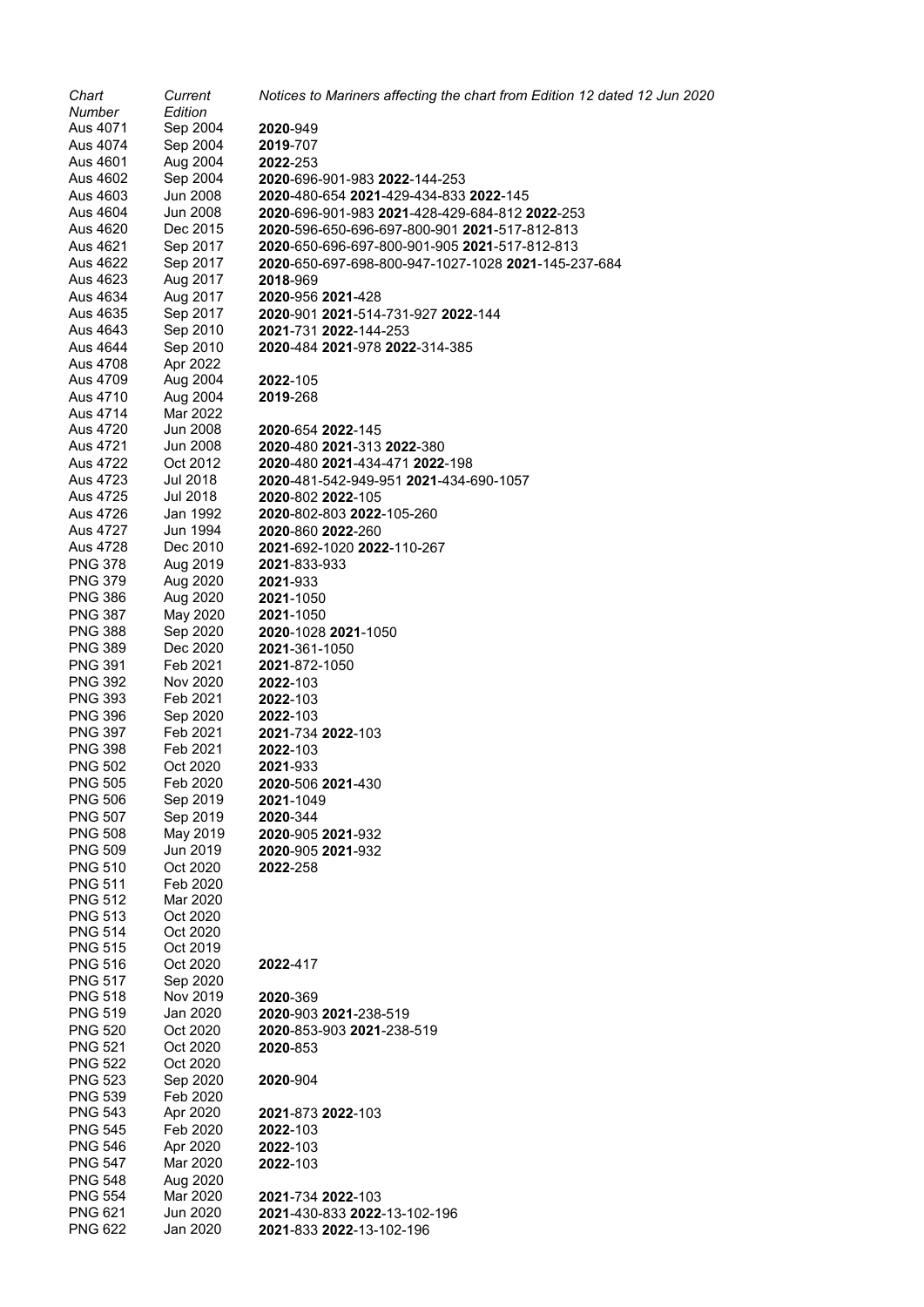| *Chart Number* | *Current Edition* | *Notices to Mariners affecting the chart from Edition 12 dated 12 Jun 2020* |
|---|---|---|
| Aus 4071 | Sep 2004 | **2020**-949 |
| Aus 4074 | Sep 2004 | **2019**-707 |
| Aus 4601 | Aug 2004 | **2022**-253 |
| Aus 4602 | Sep 2004 | **2020**-696-901-983 **2022**-144-253 |
| Aus 4603 | Jun 2008 | **2020**-480-654 **2021**-429-434-833 **2022**-145 |
| Aus 4604 | Jun 2008 | **2020**-696-901-983 **2021**-428-429-684-812 **2022**-253 |
| Aus 4620 | Dec 2015 | **2020**-596-650-696-697-800-901 **2021**-517-812-813 |
| Aus 4621 | Sep 2017 | **2020**-650-696-697-800-901-905 **2021**-517-812-813 |
| Aus 4622 | Sep 2017 | **2020**-650-697-698-800-947-1027-1028 **2021**-145-237-684 |
| Aus 4623 | Aug 2017 | **2018**-969 |
| Aus 4634 | Aug 2017 | **2020**-956 **2021**-428 |
| Aus 4635 | Sep 2017 | **2020**-901 **2021**-514-731-927 **2022**-144 |
| Aus 4643 | Sep 2010 | **2021**-731 **2022**-144-253 |
| Aus 4644 | Sep 2010 | **2020**-484 **2021**-978 **2022**-314-385 |
| Aus 4708 | Apr 2022 | |
| Aus 4709 | Aug 2004 | **2022**-105 |
| Aus 4710 | Aug 2004 | **2019**-268 |
| Aus 4714 | Mar 2022 | |
| Aus 4720 | Jun 2008 | **2020**-654 **2022**-145 |
| Aus 4721 | Jun 2008 | **2020**-480 **2021**-313 **2022**-380 |
| Aus 4722 | Oct 2012 | **2020**-480 **2021**-434-471 **2022**-198 |
| Aus 4723 | Jul 2018 | **2020**-481-542-949-951 **2021**-434-690-1057 |
| Aus 4725 | Jul 2018 | **2020**-802 **2022**-105 |
| Aus 4726 | Jan 1992 | **2020**-802-803 **2022**-105-260 |
| Aus 4727 | Jun 1994 | **2020**-860 **2022**-260 |
| Aus 4728 | Dec 2010 | **2021**-692-1020 **2022**-110-267 |
| PNG 378 | Aug 2019 | **2021**-833-933 |
| PNG 379 | Aug 2020 | **2021**-933 |
| PNG 386 | Aug 2020 | **2021**-1050 |
| PNG 387 | May 2020 | **2021**-1050 |
| PNG 388 | Sep 2020 | **2020**-1028 **2021**-1050 |
| PNG 389 | Dec 2020 | **2021**-361-1050 |
| PNG 391 | Feb 2021 | **2021**-872-1050 |
| PNG 392 | Nov 2020 | **2022**-103 |
| PNG 393 | Feb 2021 | **2022**-103 |
| PNG 396 | Sep 2020 | **2022**-103 |
| PNG 397 | Feb 2021 | **2021**-734 **2022**-103 |
| PNG 398 | Feb 2021 | **2022**-103 |
| PNG 502 | Oct 2020 | **2021**-933 |
| PNG 505 | Feb 2020 | **2020**-506 **2021**-430 |
| PNG 506 | Sep 2019 | **2021**-1049 |
| PNG 507 | Sep 2019 | **2020**-344 |
| PNG 508 | May 2019 | **2020**-905 **2021**-932 |
| PNG 509 | Jun 2019 | **2020**-905 **2021**-932 |
| PNG 510 | Oct 2020 | **2022**-258 |
| PNG 511 | Feb 2020 | |
| PNG 512 | Mar 2020 | |
| PNG 513 | Oct 2020 | |
| PNG 514 | Oct 2020 | |
| PNG 515 | Oct 2019 | |
| PNG 516 | Oct 2020 | **2022**-417 |
| PNG 517 | Sep 2020 | |
| PNG 518 | Nov 2019 | **2020**-369 |
| PNG 519 | Jan 2020 | **2020**-903 **2021**-238-519 |
| PNG 520 | Oct 2020 | **2020**-853-903 **2021**-238-519 |
| PNG 521 | Oct 2020 | **2020**-853 |
| PNG 522 | Oct 2020 | |
| PNG 523 | Sep 2020 | **2020**-904 |
| PNG 539 | Feb 2020 | |
| PNG 543 | Apr 2020 | **2021**-873 **2022**-103 |
| PNG 545 | Feb 2020 | **2022**-103 |
| PNG 546 | Apr 2020 | **2022**-103 |
| PNG 547 | Mar 2020 | **2022**-103 |
| PNG 548 | Aug 2020 | |
| PNG 554 | Mar 2020 | **2021**-734 **2022**-103 |
| PNG 621 | Jun 2020 | **2021**-430-833 **2022**-13-102-196 |
| PNG 622 | Jan 2020 | **2021**-833 **2022**-13-102-196 |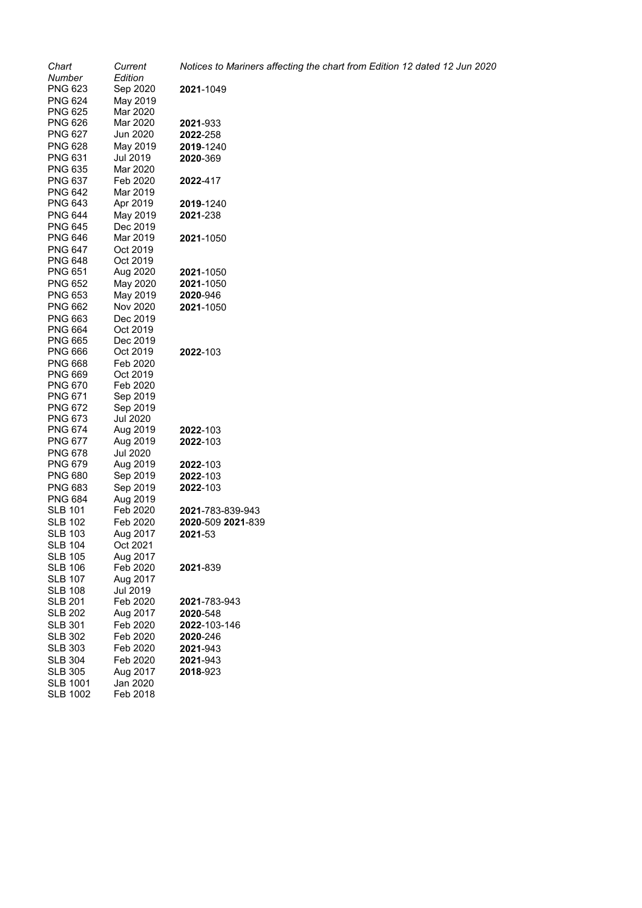| *Chart Number* | *Current Edition* | *Notices to Mariners affecting the chart from Edition 12 dated 12 Jun 2020* |
|---|---|---|
| PNG 623 | Sep 2020 | **2021**-1049 |
| PNG 624 | May 2019 | |
| PNG 625 | Mar 2020 | |
| PNG 626 | Mar 2020 | **2021**-933 |
| PNG 627 | Jun 2020 | **2022**-258 |
| PNG 628 | May 2019 | **2019**-1240 |
| PNG 631 | Jul 2019 | **2020**-369 |
| PNG 635 | Mar 2020 | |
| PNG 637 | Feb 2020 | **2022**-417 |
| PNG 642 | Mar 2019 | |
| PNG 643 | Apr 2019 | **2019**-1240 |
| PNG 644 | May 2019 | **2021**-238 |
| PNG 645 | Dec 2019 | |
| PNG 646 | Mar 2019 | **2021**-1050 |
| PNG 647 | Oct 2019 | |
| PNG 648 | Oct 2019 | |
| PNG 651 | Aug 2020 | **2021**-1050 |
| PNG 652 | May 2020 | **2021**-1050 |
| PNG 653 | May 2019 | **2020**-946 |
| PNG 662 | Nov 2020 | **2021**-1050 |
| PNG 663 | Dec 2019 | |
| PNG 664 | Oct 2019 | |
| PNG 665 | Dec 2019 | |
| PNG 666 | Oct 2019 | **2022**-103 |
| PNG 668 | Feb 2020 | |
| PNG 669 | Oct 2019 | |
| PNG 670 | Feb 2020 | |
| PNG 671 | Sep 2019 | |
| PNG 672 | Sep 2019 | |
| PNG 673 | Jul 2020 | |
| PNG 674 | Aug 2019 | **2022**-103 |
| PNG 677 | Aug 2019 | **2022**-103 |
| PNG 678 | Jul 2020 | |
| PNG 679 | Aug 2019 | **2022**-103 |
| PNG 680 | Sep 2019 | **2022**-103 |
| PNG 683 | Sep 2019 | **2022**-103 |
| PNG 684 | Aug 2019 | |
| SLB 101 | Feb 2020 | **2021**-783-839-943 |
| SLB 102 | Feb 2020 | **2020**-509 **2021**-839 |
| SLB 103 | Aug 2017 | **2021**-53 |
| SLB 104 | Oct 2021 | |
| SLB 105 | Aug 2017 | |
| SLB 106 | Feb 2020 | **2021**-839 |
| SLB 107 | Aug 2017 | |
| SLB 108 | Jul 2019 | |
| SLB 201 | Feb 2020 | **2021**-783-943 |
| SLB 202 | Aug 2017 | **2020**-548 |
| SLB 301 | Feb 2020 | **2022**-103-146 |
| SLB 302 | Feb 2020 | **2020**-246 |
| SLB 303 | Feb 2020 | **2021**-943 |
| SLB 304 | Feb 2020 | **2021**-943 |
| SLB 305 | Aug 2017 | **2018**-923 |
| SLB 1001 | Jan 2020 | |
| SLB 1002 | Feb 2018 | |